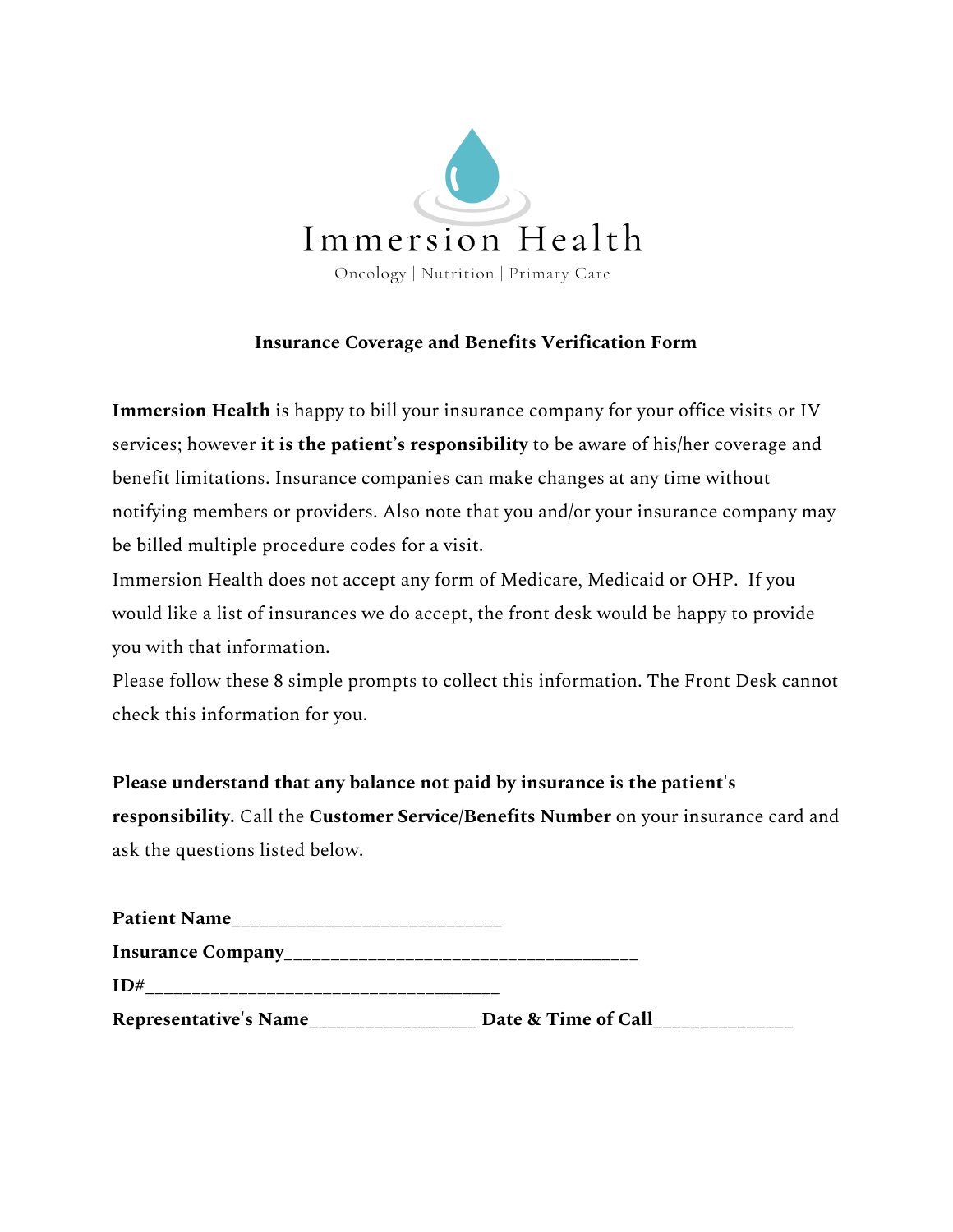Immersion Health

Oncology | Nutrition | Primary Care

**Insurance Coverage and Benefits Verification Form**

**Immersion Health** is happy to bill your insurance company for your office visits or IV services; however **it is the patient's responsibility** to be aware of his/her coverage and benefit limitations. Insurance companies can make changes at any time without notifying members or providers. Also note that you and/or your insurance company may be billed multiple procedure codes for a visit.

Immersion Health does not accept any form of Medicare, Medicaid or OHP. If you would like a list of insurances we do accept, the front desk would be happy to provide you with that information.

Please follow these 8 simple prompts to collect this information. The Front Desk cannot check this information for you.

**Please understand that any balance not paid by insurance is the patient's responsibility.** Call the **Customer Service/Benefits Number** on your insurance card and ask the questions listed below.

**Patient Name**___________________________

**Insurance Company**____________________________________

**ID#**____________________________________

**Representative's Name**________________ **Date & Time of Call**_____________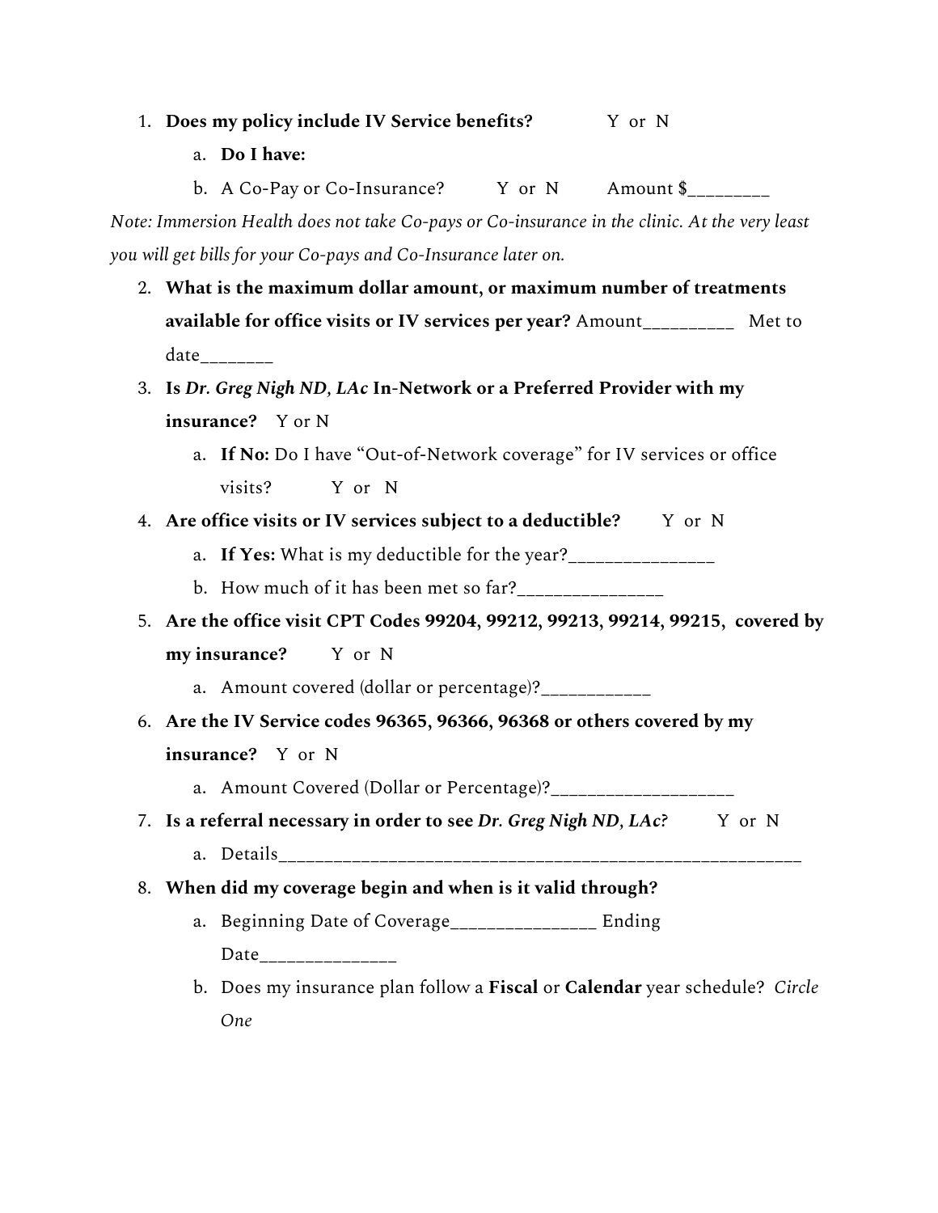1. **Does my policy include IV Service benefits?** Y or N
    a. **Do I have:**
    b. A Co-Pay or Co-Insurance? Y or N Amount $________

*Note: Immersion Health does not take Co-pays or Co-insurance in the clinic. At the very least you will get bills for your Co-pays and Co-Insurance later on.*

2. **What is the maximum dollar amount, or maximum number of treatments available for office visits or IV services per year?** Amount_________ Met to date_______
3. **Is *Dr. Greg Nigh ND, LAc* In-Network or a Preferred Provider with my insurance?** Y or N
    a. **If No:** Do I have "Out-of-Network coverage" for IV services or office visits? Y or N
4. **Are office visits or IV services subject to a deductible?** Y or N
    a. **If Yes:** What is my deductible for the year?_______________
    b. How much of it has been met so far?_______________
5. **Are the office visit CPT Codes 99204, 99212, 99213, 99214, 99215, covered by my insurance?** Y or N
    a. Amount covered (dollar or percentage)?___________
6. **Are the IV Service codes 96365, 96366, 96368 or others covered by my insurance?** Y or N
    a. Amount Covered (Dollar or Percentage)?__________________
7. **Is a referral necessary in order to see *Dr. Greg Nigh ND, LAc?*** Y or N
    a. Details________________________________________________________
8. **When did my coverage begin and when is it valid through?**
    a. Beginning Date of Coverage_______________ Ending Date______________
    b. Does my insurance plan follow a **Fiscal** or **Calendar** year schedule? *Circle One*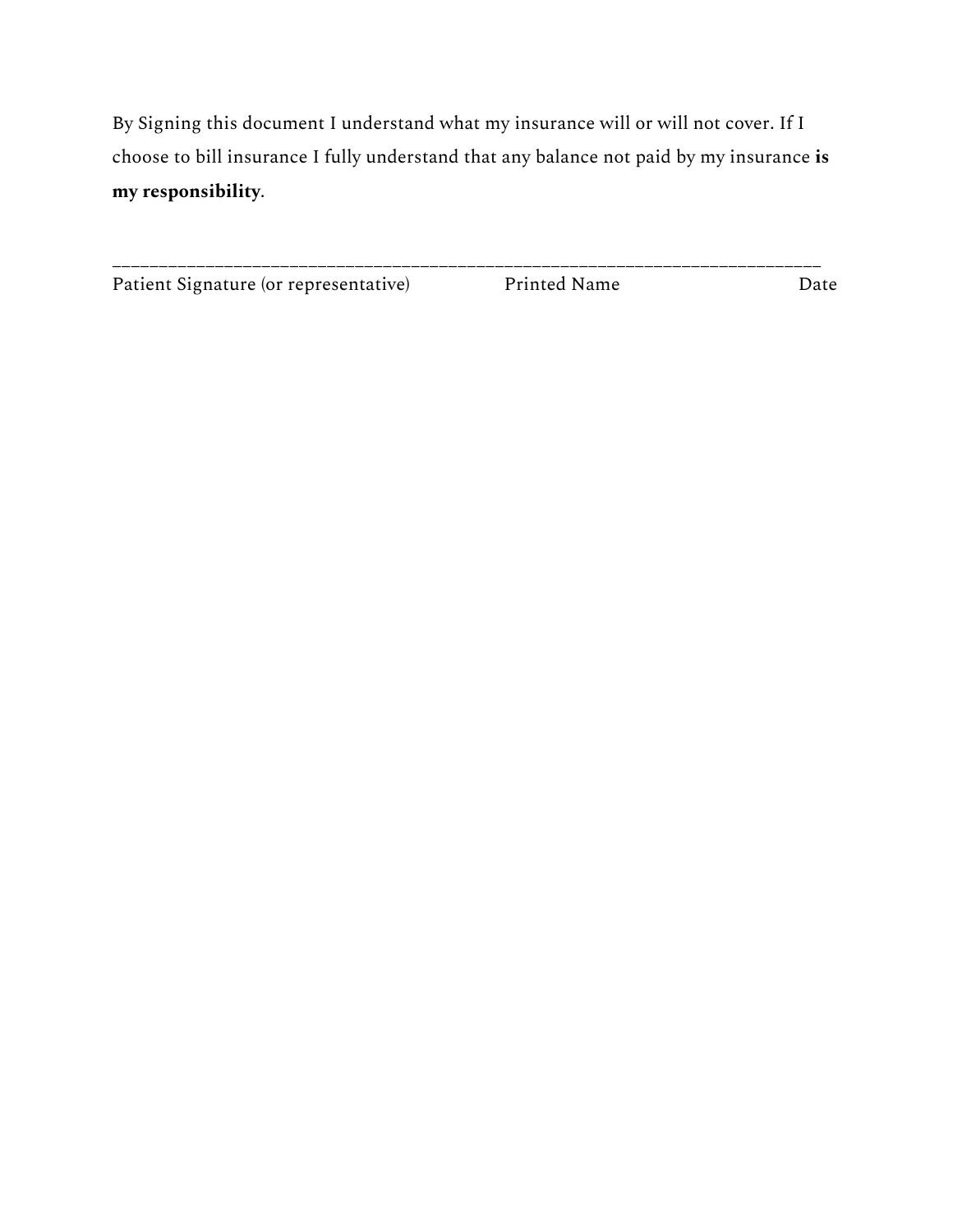By Signing this document I understand what my insurance will or will not cover. If I choose to bill insurance I fully understand that any balance not paid by my insurance **is my responsibility**.

___________________________________________________________________________

Patient Signature (or representative)                Printed Name                Date